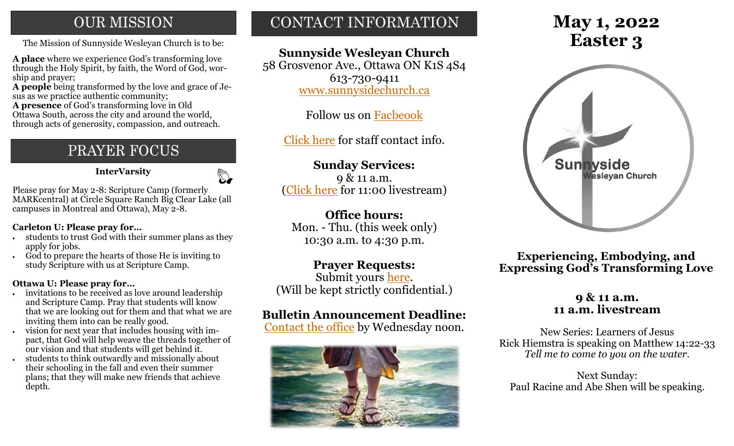# OUR MISSION

The Mission of Sunnyside Wesleyan Church is to be:

**A place** where we experience God's transforming love through the Holy Spirit, by faith, the Word of God, worship and prayer;
**A people** being transformed by the love and grace of Jesus as we practice authentic community;
**A presence** of God's transforming love in Old Ottawa South, across the city and around the world, through acts of generosity, compassion, and outreach.

# PRAYER FOCUS

**InterVarsity**

Please pray for May 2-8: Scripture Camp (formerly MARKcentral) at Circle Square Ranch Big Clear Lake (all campuses in Montreal and Ottawa), May 2-8.

**Carleton U: Please pray for…**

- students to trust God with their summer plans as they apply for jobs.
- God to prepare the hearts of those He is inviting to study Scripture with us at Scripture Camp.

**Ottawa U: Please pray for…**

- invitations to be received as love around leadership and Scripture Camp. Pray that students will know that we are looking out for them and that what we are inviting them into can be really good.
- vision for next year that includes housing with impact, that God will help weave the threads together of our vision and that students will get behind it.
- students to think outwardly and missionally about their schooling in the fall and even their summer plans; that they will make new friends that achieve depth.

# CONTACT INFORMATION

**Sunnyside Wesleyan Church**
58 Grosvenor Ave., Ottawa ON K1S 4S4
613-730-9411
www.sunnysidechurch.ca

Follow us on Facbeook

Click here for staff contact info.

**Sunday Services:**
9 & 11 a.m.
(Click here for 11:00 livestream)

**Office hours:**
Mon. - Thu. (this week only)
10:30 a.m. to 4:30 p.m.

**Prayer Requests:**
Submit yours here.
(Will be kept strictly confidential.)

**Bulletin Announcement Deadline:**
Contact the office by Wednesday noon.

# May 1, 2022
# Easter 3

Sunnyside Wesleyan Church

## Experiencing, Embodying, and Expressing God's Transforming Love

**9 & 11 a.m.**
**11 a.m. livestream**

New Series: Learners of Jesus
Rick Hiemstra is speaking on Matthew 14:22-33
*Tell me to come to you on the water.*

Next Sunday:
Paul Racine and Abe Shen will be speaking.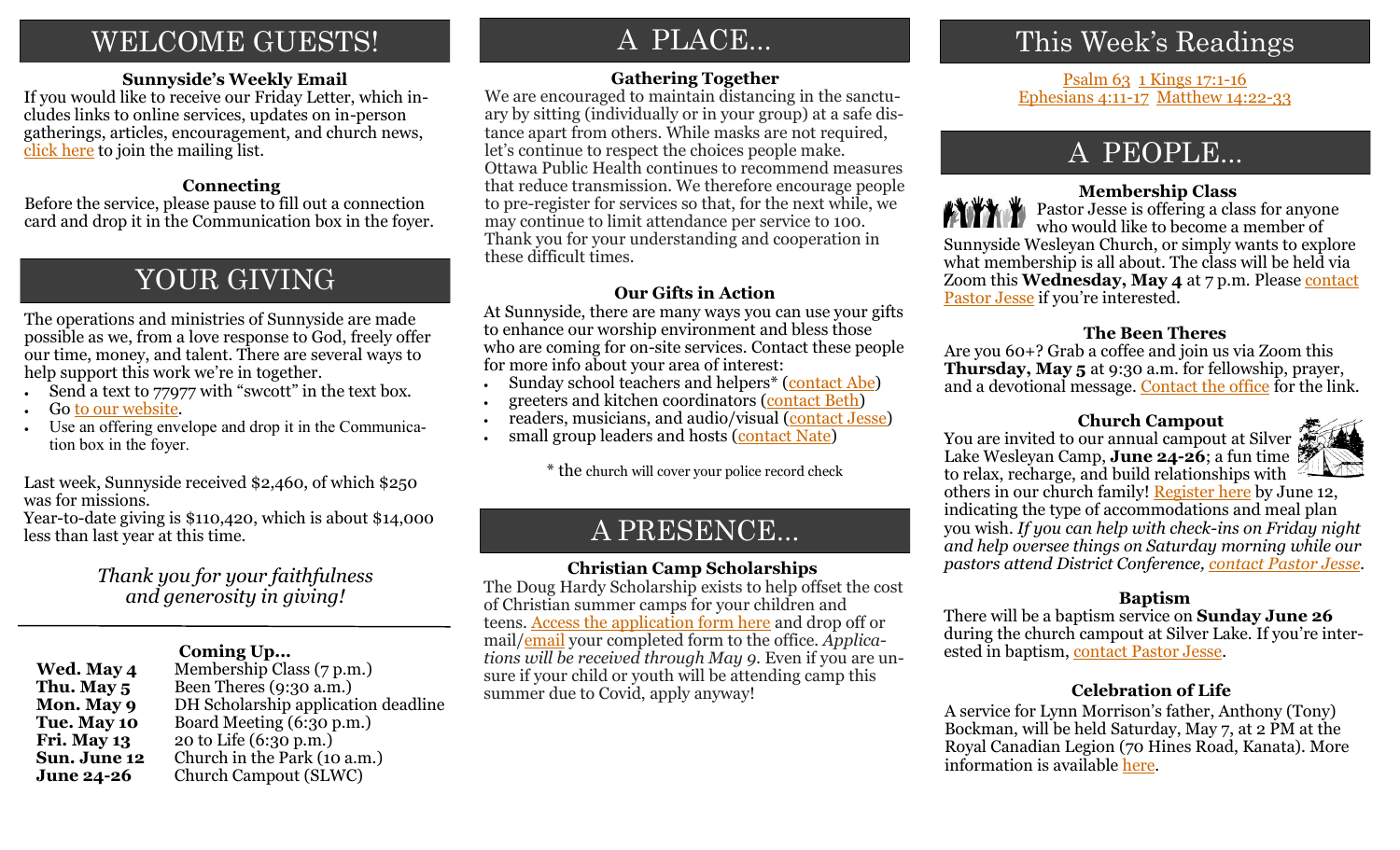# WELCOME GUESTS!

### Sunnyside's Weekly Email

If you would like to receive our Friday Letter, which includes links to online services, updates on in-person gatherings, articles, encouragement, and church news, click here to join the mailing list.

### Connecting

Before the service, please pause to fill out a connection card and drop it in the Communication box in the foyer.

# YOUR GIVING

The operations and ministries of Sunnyside are made possible as we, from a love response to God, freely offer our time, money, and talent. There are several ways to help support this work we're in together.

- Send a text to 77977 with "swcott" in the text box.
- Go to our website.
- Use an offering envelope and drop it in the Communication box in the foyer.

Last week, Sunnyside received $2,460, of which $250 was for missions.
Year-to-date giving is $110,420, which is about $14,000 less than last year at this time.

*Thank you for your faithfulness and generosity in giving!*

### Coming Up...

| | |
|---|---|
| **Wed. May 4** | Membership Class (7 p.m.) |
| **Thu. May 5** | Been Theres (9:30 a.m.) |
| **Mon. May 9** | DH Scholarship application deadline |
| **Tue. May 10** | Board Meeting (6:30 p.m.) |
| **Fri. May 13** | 20 to Life (6:30 p.m.) |
| **Sun. June 12** | Church in the Park (10 a.m.) |
| **June 24-26** | Church Campout (SLWC) |

# A PLACE...

### Gathering Together

We are encouraged to maintain distancing in the sanctuary by sitting (individually or in your group) at a safe distance apart from others. While masks are not required, let's continue to respect the choices people make. Ottawa Public Health continues to recommend measures that reduce transmission. We therefore encourage people to pre-register for services so that, for the next while, we may continue to limit attendance per service to 100. Thank you for your understanding and cooperation in these difficult times.

### Our Gifts in Action

At Sunnyside, there are many ways you can use your gifts to enhance our worship environment and bless those who are coming for on-site services. Contact these people for more info about your area of interest:

- Sunday school teachers and helpers* (contact Abe)
- greeters and kitchen coordinators (contact Beth)
- readers, musicians, and audio/visual (contact Jesse)
- small group leaders and hosts (contact Nate)

\* the church will cover your police record check

# A PRESENCE...

### Christian Camp Scholarships

The Doug Hardy Scholarship exists to help offset the cost of Christian summer camps for your children and teens. Access the application form here and drop off or mail/email your completed form to the office. *Applications will be received through May 9.* Even if you are unsure if your child or youth will be attending camp this summer due to Covid, apply anyway!

# This Week's Readings

Psalm 63 1 Kings 17:1-16
Ephesians 4:11-17 Matthew 14:22-33

# A PEOPLE...

### Membership Class

Pastor Jesse is offering a class for anyone who would like to become a member of Sunnyside Wesleyan Church, or simply wants to explore what membership is all about. The class will be held via Zoom this **Wednesday, May 4** at 7 p.m. Please contact Pastor Jesse if you're interested.

### The Been Theres

Are you 60+? Grab a coffee and join us via Zoom this **Thursday, May 5** at 9:30 a.m. for fellowship, prayer, and a devotional message. Contact the office for the link.

### Church Campout

You are invited to our annual campout at Silver Lake Wesleyan Camp, **June 24-26**; a fun time to relax, recharge, and build relationships with others in our church family! Register here by June 12, indicating the type of accommodations and meal plan you wish. *If you can help with check-ins on Friday night and help oversee things on Saturday morning while our pastors attend District Conference, contact Pastor Jesse.*

### Baptism

There will be a baptism service on **Sunday June 26** during the church campout at Silver Lake. If you're interested in baptism, contact Pastor Jesse.

### Celebration of Life

A service for Lynn Morrison's father, Anthony (Tony) Bockman, will be held Saturday, May 7, at 2 PM at the Royal Canadian Legion (70 Hines Road, Kanata). More information is available here.